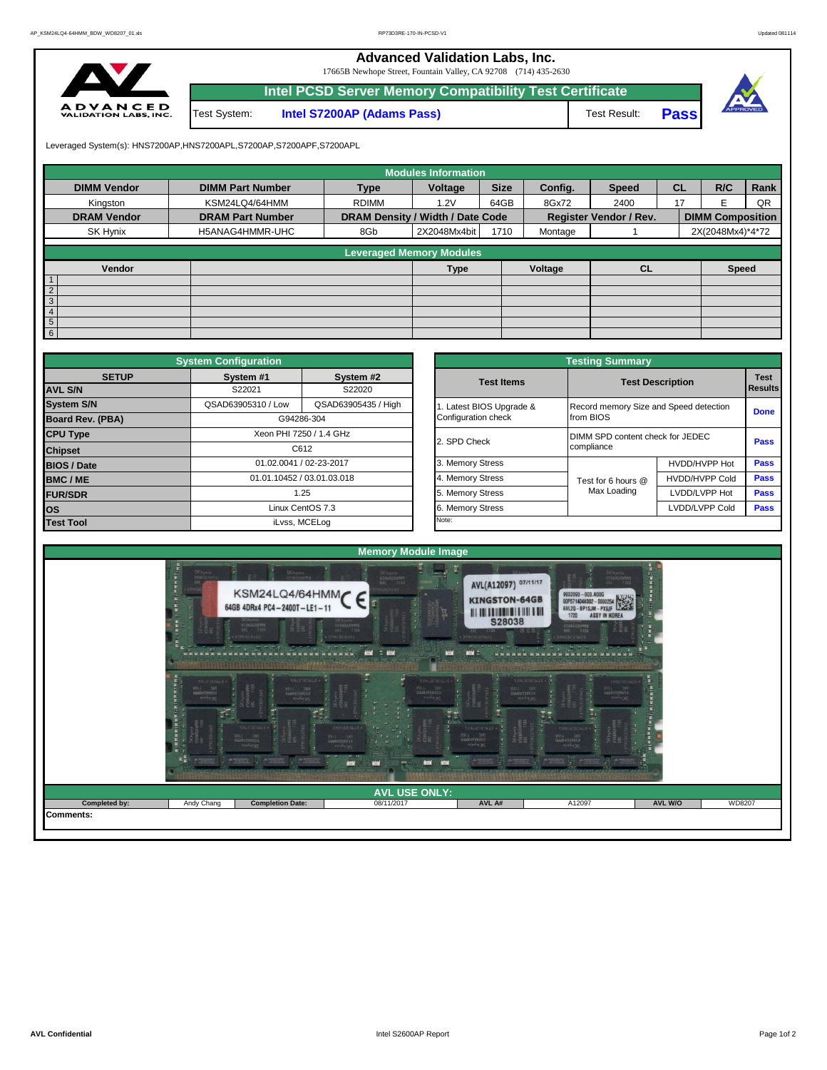# Advanced Validation Labs, Inc.

17665B Newhope Street, Fountain Valley, CA 92708 (714) 435-2630

## Intel PCSD Server Memory Compatibility Test Certificate

| Test System: | Intel S7200AP (Adams Pass) | Test Result: | Pass |
|---|---|---|---|

Leveraged System(s): HNS7200AP,HNS7200APL,S7200AP,S7200APF,S7200APL

### Modules Information

| DIMM Vendor | DIMM Part Number | Type | Voltage | Size | Config. | Speed | CL | R/C | Rank |
|---|---|---|---|---|---|---|---|---|---|
| Kingston | KSM24LQ4/64HMM | RDIMM | 1.2V | 64GB | 8Gx72 | 2400 | 17 | E | QR |
| **DRAM Vendor** | **DRAM Part Number** | **DRAM Density / Width / Date Code** | | | **Register Vendor / Rev.** | | **DIMM Composition** | | |
| SK Hynix | H5ANAG4HMMR-UHC | 8Gb | 2X2048Mx4bit | 1710 | Montage | 1 | 2X(2048Mx4)*4*72 | | |

### Leveraged Memory Modules

| | Vendor | | Type | Voltage | CL | Speed |
|---|---|---|---|---|---|---|
| 1 | | | | | | |
| 2 | | | | | | |
| 3 | | | | | | |
| 4 | | | | | | |
| 5 | | | | | | |
| 6 | | | | | | |

### System Configuration

| SETUP | System #1 | System #2 |
|---|---|---|
| AVL S/N | S22021 | S22020 |
| System S/N | QSAD63905310 / Low | QSAD63905435 / High |
| Board Rev. (PBA) | G94286-304 | |
| CPU Type | Xeon PHI 7250 / 1.4 GHz | |
| Chipset | C612 | |
| BIOS / Date | 01.02.0041 / 02-23-2017 | |
| BMC / ME | 01.01.10452 / 03.01.03.018 | |
| FUR/SDR | 1.25 | |
| OS | Linux CentOS 7.3 | |
| Test Tool | iLvss, MCELog | |

### Testing Summary

| Test Items | Test Description | | Test Results |
|---|---|---|---|
| 1. Latest BIOS Upgrade & Configuration check | Record memory Size and Speed detection from BIOS | | Done |
| 2. SPD Check | DIMM SPD content check for JEDEC compliance | | Pass |
| 3. Memory Stress | Test for 6 hours @ Max Loading | HVDD/HVPP Hot | Pass |
| 4. Memory Stress | | HVDD/HVPP Cold | Pass |
| 5. Memory Stress | | LVDD/LVPP Hot | Pass |
| 6. Memory Stress | | LVDD/LVPP Cold | Pass |
| Note: | | | |

### Memory Module Image

### AVL USE ONLY:

| Completed by: | Andy Chang | Completion Date: | 08/11/2017 | AVL A# | A12097 | AVL W/O | WD8207 |
|---|---|---|---|---|---|---|---|

Comments: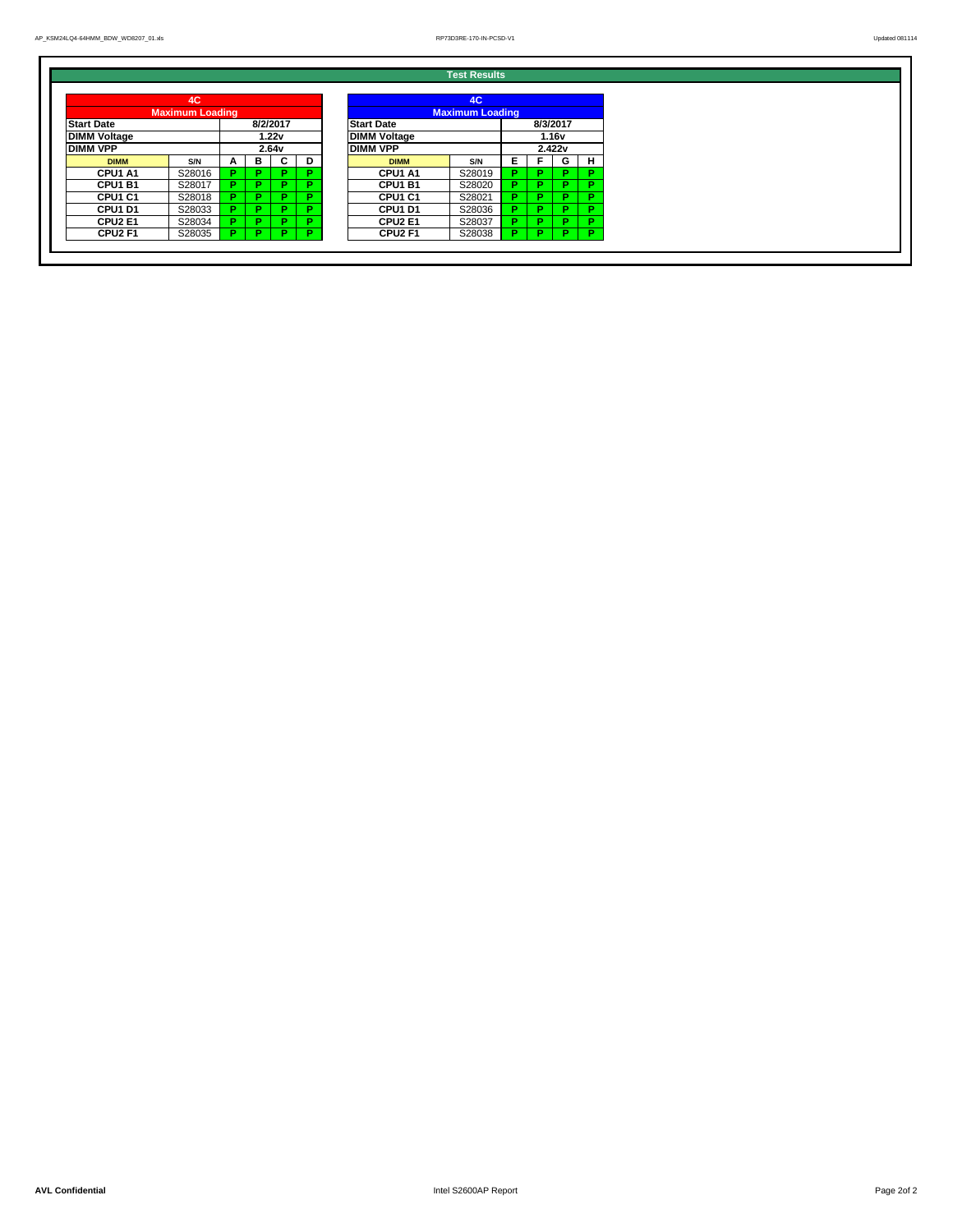## Test Results

| 4C Maximum Loading | | | | | |
|---|---|---|---|---|---|
| Start Date | | 8/2/2017 | | | |
| DIMM Voltage | | 1.22v | | | |
| DIMM VPP | | 2.64v | | | |
| DIMM | S/N | A | B | C | D |
| CPU1 A1 | S28016 | P | P | P | P |
| CPU1 B1 | S28017 | P | P | P | P |
| CPU1 C1 | S28018 | P | P | P | P |
| CPU1 D1 | S28033 | P | P | P | P |
| CPU2 E1 | S28034 | P | P | P | P |
| CPU2 F1 | S28035 | P | P | P | P |

| 4C Maximum Loading | | | | | |
|---|---|---|---|---|---|
| Start Date | | 8/3/2017 | | | |
| DIMM Voltage | | 1.16v | | | |
| DIMM VPP | | 2.422v | | | |
| DIMM | S/N | E | F | G | H |
| CPU1 A1 | S28019 | P | P | P | P |
| CPU1 B1 | S28020 | P | P | P | P |
| CPU1 C1 | S28021 | P | P | P | P |
| CPU1 D1 | S28036 | P | P | P | P |
| CPU2 E1 | S28037 | P | P | P | P |
| CPU2 F1 | S28038 | P | P | P | P |